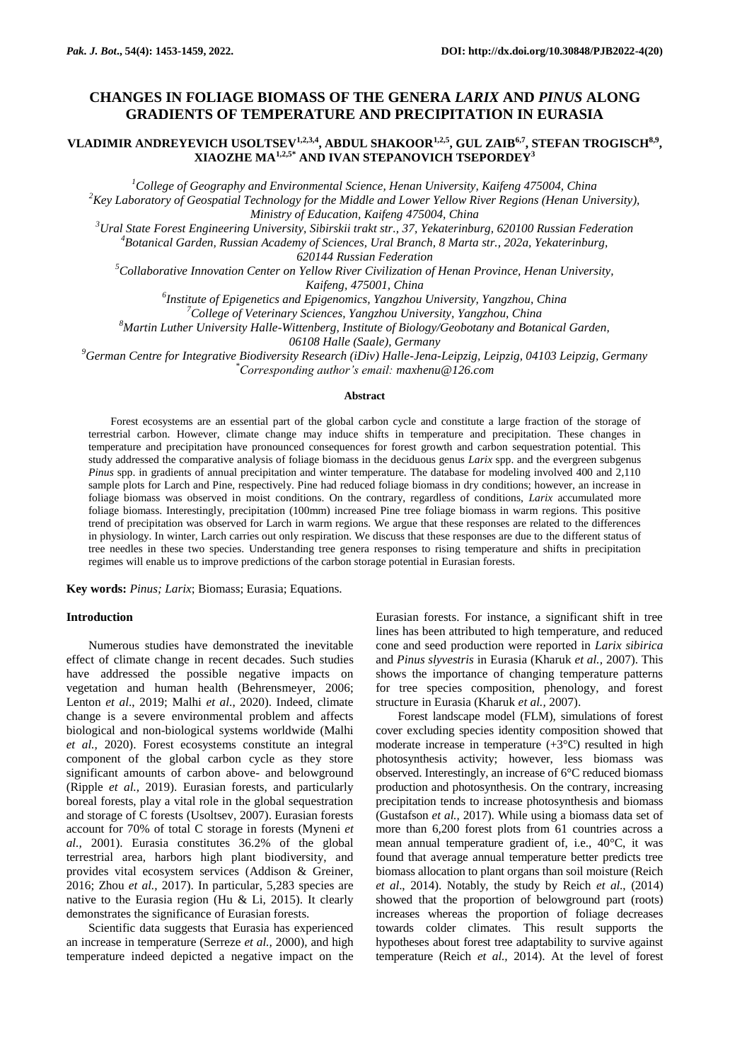# CHANGES IN FOLIAGE BIOMASS OF THE GENERA *LARIX* AND *PINUS* ALONG GRADIENTS OF TEMPERATURE AND PRECIPITATION IN EURASIA

**VLADIMIR ANDREYEVICH USOLTSEV[1,2,3,4], ABDUL SHAKOOR[1,2,5], GUL ZAIB[6,7], STEFAN TROGISCH[8,9], XIAOZHE MA[1,2,5*] AND IVAN STEPANOVICH TSEPORDEY[3]**

[1]*College of Geography and Environmental Science, Henan University, Kaifeng 475004, China*
[2]*Key Laboratory of Geospatial Technology for the Middle and Lower Yellow River Regions (Henan University), Ministry of Education, Kaifeng 475004, China*
[3]*Ural State Forest Engineering University, Sibirskii trakt str., 37, Yekaterinburg, 620100 Russian Federation*
[4]*Botanical Garden, Russian Academy of Sciences, Ural Branch, 8 Marta str., 202a, Yekaterinburg, 620144 Russian Federation*
[5]*Collaborative Innovation Center on Yellow River Civilization of Henan Province, Henan University, Kaifeng, 475001, China*
[6]*Institute of Epigenetics and Epigenomics, Yangzhou University, Yangzhou, China*
[7]*College of Veterinary Sciences, Yangzhou University, Yangzhou, China*
[8]*Martin Luther University Halle-Wittenberg, Institute of Biology/Geobotany and Botanical Garden, 06108 Halle (Saale), Germany*
[9]*German Centre for Integrative Biodiversity Research (iDiv) Halle-Jena-Leipzig, Leipzig, 04103 Leipzig, Germany*
[*]*Corresponding author's email: maxhenu@126.com*

## Abstract

Forest ecosystems are an essential part of the global carbon cycle and constitute a large fraction of the storage of terrestrial carbon. However, climate change may induce shifts in temperature and precipitation. These changes in temperature and precipitation have pronounced consequences for forest growth and carbon sequestration potential. This study addressed the comparative analysis of foliage biomass in the deciduous genus *Larix* spp. and the evergreen subgenus *Pinus* spp. in gradients of annual precipitation and winter temperature. The database for modeling involved 400 and 2,110 sample plots for Larch and Pine, respectively. Pine had reduced foliage biomass in dry conditions; however, an increase in foliage biomass was observed in moist conditions. On the contrary, regardless of conditions, *Larix* accumulated more foliage biomass. Interestingly, precipitation (100mm) increased Pine tree foliage biomass in warm regions. This positive trend of precipitation was observed for Larch in warm regions. We argue that these responses are related to the differences in physiology. In winter, Larch carries out only respiration. We discuss that these responses are due to the different status of tree needles in these two species. Understanding tree genera responses to rising temperature and shifts in precipitation regimes will enable us to improve predictions of the carbon storage potential in Eurasian forests.

**Key words:** *Pinus; Larix*; Biomass; Eurasia; Equations.

## Introduction

Numerous studies have demonstrated the inevitable effect of climate change in recent decades. Such studies have addressed the possible negative impacts on vegetation and human health (Behrensmeyer, 2006; Lenton *et al*., 2019; Malhi *et al.,* 2020). Indeed, climate change is a severe environmental problem and affects biological and non-biological systems worldwide (Malhi *et al.,* 2020). Forest ecosystems constitute an integral component of the global carbon cycle as they store significant amounts of carbon above- and belowground (Ripple *et al.,* 2019). Eurasian forests, and particularly boreal forests, play a vital role in the global sequestration and storage of C forests (Usoltsev, 2007). Eurasian forests account for 70% of total C storage in forests (Myneni *et al.,* 2001). Eurasia constitutes 36.2% of the global terrestrial area, harbors high plant biodiversity, and provides vital ecosystem services (Addison & Greiner, 2016; Zhou *et al.,* 2017). In particular, 5,283 species are native to the Eurasia region (Hu & Li, 2015). It clearly demonstrates the significance of Eurasian forests.

Scientific data suggests that Eurasia has experienced an increase in temperature (Serreze *et al.,* 2000), and high temperature indeed depicted a negative impact on the Eurasian forests. For instance, a significant shift in tree lines has been attributed to high temperature, and reduced cone and seed production were reported in *Larix sibirica* and *Pinus slyvestris* in Eurasia (Kharuk *et al.,* 2007). This shows the importance of changing temperature patterns for tree species composition, phenology, and forest structure in Eurasia (Kharuk *et al.,* 2007).

Forest landscape model (FLM), simulations of forest cover excluding species identity composition showed that moderate increase in temperature (+3°C) resulted in high photosynthesis activity; however, less biomass was observed. Interestingly, an increase of 6°C reduced biomass production and photosynthesis. On the contrary, increasing precipitation tends to increase photosynthesis and biomass (Gustafson *et al.,* 2017). While using a biomass data set of more than 6,200 forest plots from 61 countries across a mean annual temperature gradient of, i.e., 40°C, it was found that average annual temperature better predicts tree biomass allocation to plant organs than soil moisture (Reich *et al*., 2014). Notably, the study by Reich *et al*., (2014) showed that the proportion of belowground part (roots) increases whereas the proportion of foliage decreases towards colder climates. This result supports the hypotheses about forest tree adaptability to survive against temperature (Reich *et al*., 2014). At the level of forest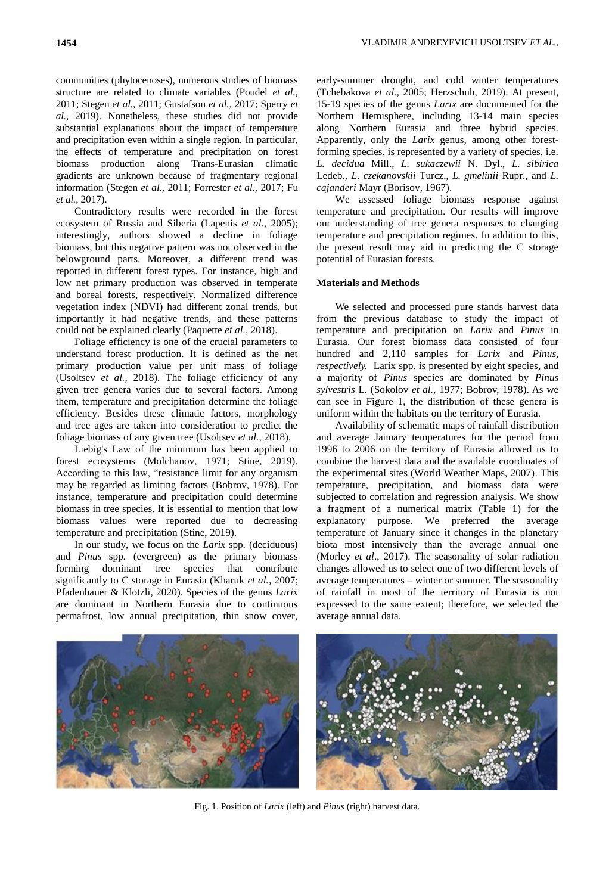communities (phytocenoses), numerous studies of biomass structure are related to climate variables (Poudel *et al.,* 2011; Stegen *et al.,* 2011; Gustafson *et al.,* 2017; Sperry *et al.,* 2019). Nonetheless, these studies did not provide substantial explanations about the impact of temperature and precipitation even within a single region. In particular, the effects of temperature and precipitation on forest biomass production along Trans-Eurasian climatic gradients are unknown because of fragmentary regional information (Stegen *et al.,* 2011; Forrester *et al.,* 2017; Fu *et al.,* 2017).

Contradictory results were recorded in the forest ecosystem of Russia and Siberia (Lapenis *et al.,* 2005); interestingly, authors showed a decline in foliage biomass, but this negative pattern was not observed in the belowground parts. Moreover, a different trend was reported in different forest types. For instance, high and low net primary production was observed in temperate and boreal forests, respectively. Normalized difference vegetation index (NDVI) had different zonal trends, but importantly it had negative trends, and these patterns could not be explained clearly (Paquette *et al.,* 2018).

Foliage efficiency is one of the crucial parameters to understand forest production. It is defined as the net primary production value per unit mass of foliage (Usoltsev *et al.,* 2018). The foliage efficiency of any given tree genera varies due to several factors. Among them, temperature and precipitation determine the foliage efficiency. Besides these climatic factors, morphology and tree ages are taken into consideration to predict the foliage biomass of any given tree (Usoltsev *et al.,* 2018).

Liebig's Law of the minimum has been applied to forest ecosystems (Molchanov, 1971; Stine, 2019). According to this law, "resistance limit for any organism may be regarded as limiting factors (Bobrov, 1978). For instance, temperature and precipitation could determine biomass in tree species. It is essential to mention that low biomass values were reported due to decreasing temperature and precipitation (Stine, 2019).

In our study, we focus on the *Larix* spp. (deciduous) and *Pinus* spp. (evergreen) as the primary biomass forming dominant tree species that contribute significantly to C storage in Eurasia (Kharuk *et al.,* 2007; Pfadenhauer & Klotzli, 2020). Species of the genus *Larix* are dominant in Northern Eurasia due to continuous permafrost, low annual precipitation, thin snow cover, early-summer drought, and cold winter temperatures (Tchebakova *et al.,* 2005; Herzschuh, 2019). At present, 15-19 species of the genus *Larix* are documented for the Northern Hemisphere, including 13-14 main species along Northern Eurasia and three hybrid species. Apparently, only the *Larix* genus, among other forest-forming species, is represented by a variety of species, i.e. *L. decidua* Mill., *L. sukaczewii* N. Dyl., *L. sibirica* Ledeb., *L. czekanovskii* Turcz., *L. gmelinii* Rupr., and *L. cajanderi* Mayr (Borisov, 1967).

We assessed foliage biomass response against temperature and precipitation. Our results will improve our understanding of tree genera responses to changing temperature and precipitation regimes. In addition to this, the present result may aid in predicting the C storage potential of Eurasian forests.

## Materials and Methods

We selected and processed pure stands harvest data from the previous database to study the impact of temperature and precipitation on *Larix* and *Pinus* in Eurasia. Our forest biomass data consisted of four hundred and 2,110 samples for *Larix* and *Pinus, respectively.* Larix spp. is presented by eight species, and a majority of *Pinus* species are dominated by *Pinus sylvestris* L. (Sokolov *et al.,* 1977; Bobrov, 1978). As we can see in Figure 1, the distribution of these genera is uniform within the habitats on the territory of Eurasia.

Availability of schematic maps of rainfall distribution and average January temperatures for the period from 1996 to 2006 on the territory of Eurasia allowed us to combine the harvest data and the available coordinates of the experimental sites (World Weather Maps, 2007). This temperature, precipitation, and biomass data were subjected to correlation and regression analysis. We show a fragment of a numerical matrix (Table 1) for the explanatory purpose. We preferred the average temperature of January since it changes in the planetary biota most intensively than the average annual one (Morley *et al*., 2017). The seasonality of solar radiation changes allowed us to select one of two different levels of average temperatures – winter or summer. The seasonality of rainfall in most of the territory of Eurasia is not expressed to the same extent; therefore, we selected the average annual data.

Fig. 1. Position of *Larix* (left) and *Pinus* (right) harvest data.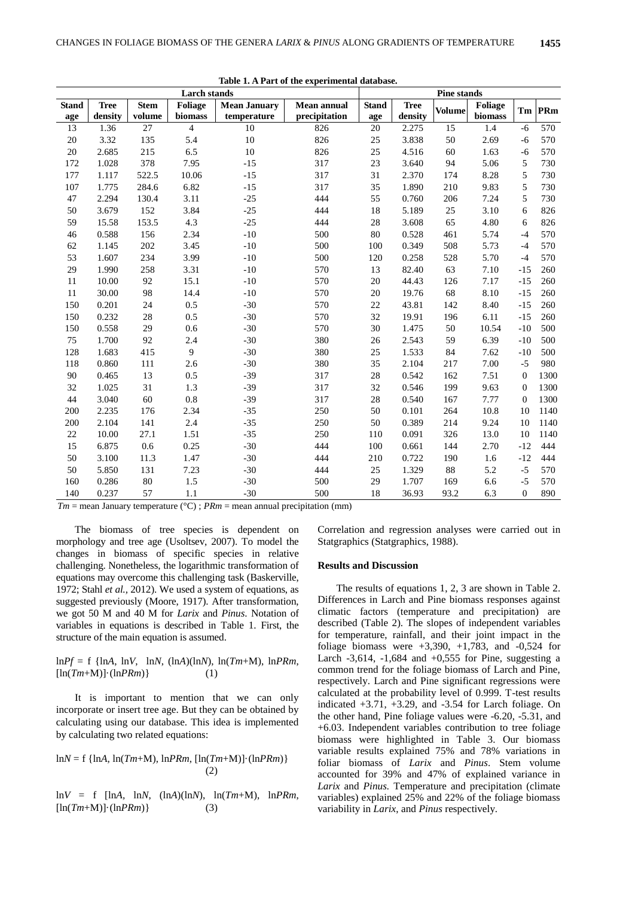**Table 1. A Part of the experimental database.**

| Larch stands | | | | | | Pine stands | | | | | |
|---|---|---|---|---|---|---|---|---|---|---|---|
| Stand age | Tree density | Stem volume | Foliage biomass | Mean January temperature | Mean annual precipitation | Stand age | Tree density | Volume | Foliage biomass | Tm | PRm |
| 13 | 1.36 | 27 | 4 | 10 | 826 | 20 | 2.275 | 15 | 1.4 | -6 | 570 |
| 20 | 3.32 | 135 | 5.4 | 10 | 826 | 25 | 3.838 | 50 | 2.69 | -6 | 570 |
| 20 | 2.685 | 215 | 6.5 | 10 | 826 | 25 | 4.516 | 60 | 1.63 | -6 | 570 |
| 172 | 1.028 | 378 | 7.95 | -15 | 317 | 23 | 3.640 | 94 | 5.06 | 5 | 730 |
| 177 | 1.117 | 522.5 | 10.06 | -15 | 317 | 31 | 2.370 | 174 | 8.28 | 5 | 730 |
| 107 | 1.775 | 284.6 | 6.82 | -15 | 317 | 35 | 1.890 | 210 | 9.83 | 5 | 730 |
| 47 | 2.294 | 130.4 | 3.11 | -25 | 444 | 55 | 0.760 | 206 | 7.24 | 5 | 730 |
| 50 | 3.679 | 152 | 3.84 | -25 | 444 | 18 | 5.189 | 25 | 3.10 | 6 | 826 |
| 59 | 15.58 | 153.5 | 4.3 | -25 | 444 | 28 | 3.608 | 65 | 4.80 | 6 | 826 |
| 46 | 0.588 | 156 | 2.34 | -10 | 500 | 80 | 0.528 | 461 | 5.74 | -4 | 570 |
| 62 | 1.145 | 202 | 3.45 | -10 | 500 | 100 | 0.349 | 508 | 5.73 | -4 | 570 |
| 53 | 1.607 | 234 | 3.99 | -10 | 500 | 120 | 0.258 | 528 | 5.70 | -4 | 570 |
| 29 | 1.990 | 258 | 3.31 | -10 | 570 | 13 | 82.40 | 63 | 7.10 | -15 | 260 |
| 11 | 10.00 | 92 | 15.1 | -10 | 570 | 20 | 44.43 | 126 | 7.17 | -15 | 260 |
| 11 | 30.00 | 98 | 14.4 | -10 | 570 | 20 | 19.76 | 68 | 8.10 | -15 | 260 |
| 150 | 0.201 | 24 | 0.5 | -30 | 570 | 22 | 43.81 | 142 | 8.40 | -15 | 260 |
| 150 | 0.232 | 28 | 0.5 | -30 | 570 | 32 | 19.91 | 196 | 6.11 | -15 | 260 |
| 150 | 0.558 | 29 | 0.6 | -30 | 570 | 30 | 1.475 | 50 | 10.54 | -10 | 500 |
| 75 | 1.700 | 92 | 2.4 | -30 | 380 | 26 | 2.543 | 59 | 6.39 | -10 | 500 |
| 128 | 1.683 | 415 | 9 | -30 | 380 | 25 | 1.533 | 84 | 7.62 | -10 | 500 |
| 118 | 0.860 | 111 | 2.6 | -30 | 380 | 35 | 2.104 | 217 | 7.00 | -5 | 980 |
| 90 | 0.465 | 13 | 0.5 | -39 | 317 | 28 | 0.542 | 162 | 7.51 | 0 | 1300 |
| 32 | 1.025 | 31 | 1.3 | -39 | 317 | 32 | 0.546 | 199 | 9.63 | 0 | 1300 |
| 44 | 3.040 | 60 | 0.8 | -39 | 317 | 28 | 0.540 | 167 | 7.77 | 0 | 1300 |
| 200 | 2.235 | 176 | 2.34 | -35 | 250 | 50 | 0.101 | 264 | 10.8 | 10 | 1140 |
| 200 | 2.104 | 141 | 2.4 | -35 | 250 | 50 | 0.389 | 214 | 9.24 | 10 | 1140 |
| 22 | 10.00 | 27.1 | 1.51 | -35 | 250 | 110 | 0.091 | 326 | 13.0 | 10 | 1140 |
| 15 | 6.875 | 0.6 | 0.25 | -30 | 444 | 100 | 0.661 | 144 | 2.70 | -12 | 444 |
| 50 | 3.100 | 11.3 | 1.47 | -30 | 444 | 210 | 0.722 | 190 | 1.6 | -12 | 444 |
| 50 | 5.850 | 131 | 7.23 | -30 | 444 | 25 | 1.329 | 88 | 5.2 | -5 | 570 |
| 160 | 0.286 | 80 | 1.5 | -30 | 500 | 29 | 1.707 | 169 | 6.6 | -5 | 570 |
| 140 | 0.237 | 57 | 1.1 | -30 | 500 | 18 | 36.93 | 93.2 | 6.3 | 0 | 890 |

*Tm* = mean January temperature (°C) ; *PRm* = mean annual precipitation (mm)

The biomass of tree species is dependent on morphology and tree age (Usoltsev, 2007). To model the changes in biomass of specific species in relative challenging. Nonetheless, the logarithmic transformation of equations may overcome this challenging task (Baskerville, 1972; Stahl *et al.*, 2012). We used a system of equations, as suggested previously (Moore, 1917). After transformation, we got 50 M and 40 M for *Larix* and *Pinus*. Notation of variables in equations is described in Table 1. First, the structure of the main equation is assumed.

$$\ln Pf = f\{\ln A, \ln V, \ln N, (\ln A)(\ln N), \ln(Tm+M), \ln PRm, [\ln(Tm+M)]\cdot(\ln PRm)\} \quad (1)$$

It is important to mention that we can only incorporate or insert tree age. But they can be obtained by calculating using our database. This idea is implemented by calculating two related equations:

$$\ln N = f\{\ln A, \ln(Tm+M), \ln PRm, [\ln(Tm+M)]\cdot(\ln PRm)\} \quad (2)$$

$$\ln V = f[\ln A, \ln N, (\ln A)(\ln N), \ln(Tm+M), \ln PRm, [\ln(Tm+M)]\cdot(\ln PRm)\} \quad (3)$$

Correlation and regression analyses were carried out in Statgraphics (Statgraphics, 1988).

### Results and Discussion

The results of equations 1, 2, 3 are shown in Table 2. Differences in Larch and Pine biomass responses against climatic factors (temperature and precipitation) are described (Table 2). The slopes of independent variables for temperature, rainfall, and their joint impact in the foliage biomass were +3,390, +1,783, and -0,524 for Larch -3,614, -1,684 and +0,555 for Pine, suggesting a common trend for the foliage biomass of Larch and Pine, respectively. Larch and Pine significant regressions were calculated at the probability level of 0.999. T-test results indicated +3.71, +3.29, and -3.54 for Larch foliage. On the other hand, Pine foliage values were -6.20, -5.31, and +6.03. Independent variables contribution to tree foliage biomass were highlighted in Table 3. Our biomass variable results explained 75% and 78% variations in foliar biomass of *Larix* and *Pinus*. Stem volume accounted for 39% and 47% of explained variance in *Larix* and *Pinus*. Temperature and precipitation (climate variables) explained 25% and 22% of the foliage biomass variability in *Larix*, and *Pinus* respectively.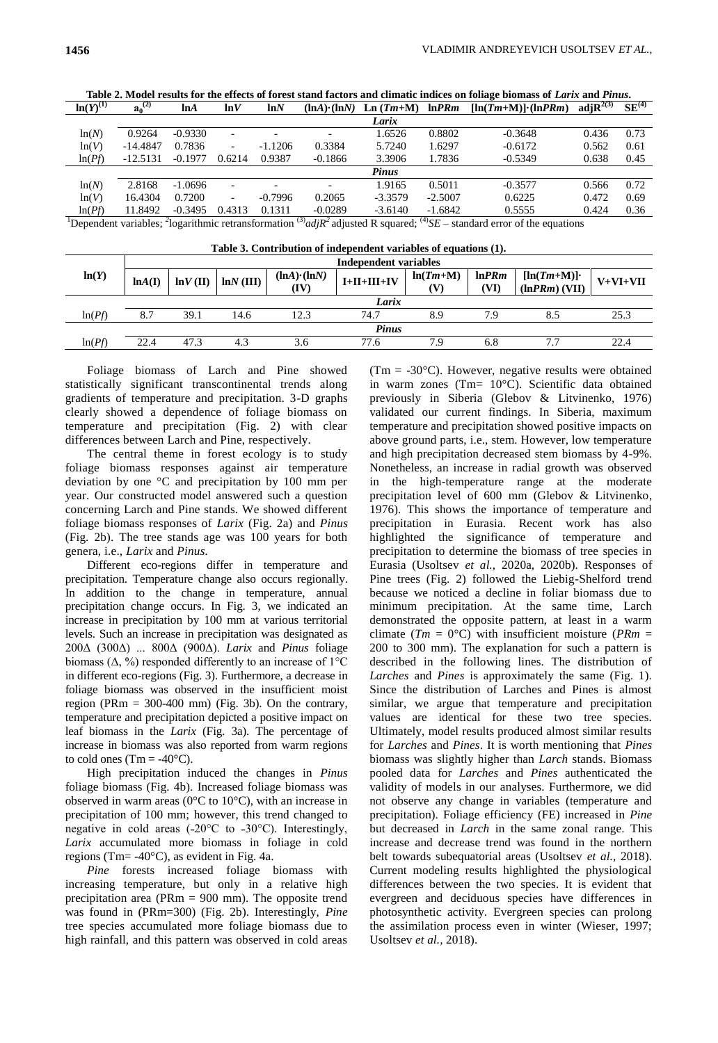**Table 2. Model results for the effects of forest stand factors and climatic indices on foliage biomass of *Larix* and *Pinus*.**

| $\ln(Y)^{(1)}$ | $a_0^{(2)}$ | ln*A* | ln*V* | ln*N* | (ln*A*)·(ln*N*) | Ln (*Tm*+M) | ln*PRm* | [ln(*Tm*+M)]·(ln*PRm*) | adj$R^{2(3)}$ | $SE^{(4)}$ |
|---|---|---|---|---|---|---|---|---|---|---|
| | | | | | ***Larix*** | | | | | |
| ln(*N*) | 0.9264 | -0.9330 | - | - | - | 1.6526 | 0.8802 | -0.3648 | 0.436 | 0.73 |
| ln(*V*) | -14.4847 | 0.7836 | - | -1.1206 | 0.3384 | 5.7240 | 1.6297 | -0.6172 | 0.562 | 0.61 |
| ln(*Pf*) | -12.5131 | -0.1977 | 0.6214 | 0.9387 | -0.1866 | 3.3906 | 1.7836 | -0.5349 | 0.638 | 0.45 |
| | | | | | ***Pinus*** | | | | | |
| ln(*N*) | 2.8168 | -1.0696 | - | - | - | 1.9165 | 0.5011 | -0.3577 | 0.566 | 0.72 |
| ln(*V*) | 16.4304 | 0.7200 | - | -0.7996 | 0.2065 | -3.3579 | -2.5007 | 0.6225 | 0.472 | 0.69 |
| ln(*Pf*) | 11.8492 | -0.3495 | 0.4313 | 0.1311 | -0.0289 | -3.6140 | -1.6842 | 0.5555 | 0.424 | 0.36 |

[1]Dependent variables; [2]logarithmic retransformation [3]$adjR^2$ adjusted R squared; [4]*SE* – standard error of the equations

**Table 3. Contribution of independent variables of equations (1).**

| ln(*Y*) | Independent variables | | | | | | | | |
|---|---|---|---|---|---|---|---|---|---|
| | ln*A*(I) | ln*V* (II) | ln*N* (III) | (ln*A*)·(ln*N*) (IV) | I+II+III+IV | ln(*Tm*+M) (V) | ln*PRm* (VI) | [ln(*Tm*+M)]·(ln*PRm*) (VII) | V+VI+VII |
| | | | | | ***Larix*** | | | | |
| ln(*Pf*) | 8.7 | 39.1 | 14.6 | 12.3 | 74.7 | 8.9 | 7.9 | 8.5 | 25.3 |
| | | | | | ***Pinus*** | | | | |
| ln(*Pf*) | 22.4 | 47.3 | 4.3 | 3.6 | 77.6 | 7.9 | 6.8 | 7.7 | 22.4 |

Foliage biomass of Larch and Pine showed statistically significant transcontinental trends along gradients of temperature and precipitation. 3-D graphs clearly showed a dependence of foliage biomass on temperature and precipitation (Fig. 2) with clear differences between Larch and Pine, respectively.

The central theme in forest ecology is to study foliage biomass responses against air temperature deviation by one °C and precipitation by 100 mm per year. Our constructed model answered such a question concerning Larch and Pine stands. We showed different foliage biomass responses of *Larix* (Fig. 2a) and *Pinus* (Fig. 2b). The tree stands age was 100 years for both genera, i.e., *Larix* and *Pinus*.

Different eco-regions differ in temperature and precipitation. Temperature change also occurs regionally. In addition to the change in temperature, annual precipitation change occurs. In Fig. 3, we indicated an increase in precipitation by 100 mm at various territorial levels. Such an increase in precipitation was designated as 200Δ (300Δ) ... 800Δ (900Δ). *Larix* and *Pinus* foliage biomass (Δ, %) responded differently to an increase of 1°C in different eco-regions (Fig. 3). Furthermore, a decrease in foliage biomass was observed in the insufficient moist region (PRm = 300-400 mm) (Fig. 3b). On the contrary, temperature and precipitation depicted a positive impact on leaf biomass in the *Larix* (Fig. 3a). The percentage of increase in biomass was also reported from warm regions to cold ones (Tm = -40°C).

High precipitation induced the changes in *Pinus* foliage biomass (Fig. 4b). Increased foliage biomass was observed in warm areas (0°C to 10°C), with an increase in precipitation of 100 mm; however, this trend changed to negative in cold areas (-20°C to -30°C). Interestingly, *Larix* accumulated more biomass in foliage in cold regions (Tm= -40°C), as evident in Fig. 4a.

*Pine* forests increased foliage biomass with increasing temperature, but only in a relative high precipitation area (PRm = 900 mm). The opposite trend was found in (PRm=300) (Fig. 2b). Interestingly, *Pine* tree species accumulated more foliage biomass due to high rainfall, and this pattern was observed in cold areas (Tm = -30°C). However, negative results were obtained in warm zones (Tm= 10°C). Scientific data obtained previously in Siberia (Glebov & Litvinenko, 1976) validated our current findings. In Siberia, maximum temperature and precipitation showed positive impacts on above ground parts, i.e., stem. However, low temperature and high precipitation decreased stem biomass by 4-9%. Nonetheless, an increase in radial growth was observed in the high-temperature range at the moderate precipitation level of 600 mm (Glebov & Litvinenko, 1976). This shows the importance of temperature and precipitation in Eurasia. Recent work has also highlighted the significance of temperature and precipitation to determine the biomass of tree species in Eurasia (Usoltsev *et al.,* 2020a, 2020b). Responses of Pine trees (Fig. 2) followed the Liebig-Shelford trend because we noticed a decline in foliar biomass due to minimum precipitation. At the same time, Larch demonstrated the opposite pattern, at least in a warm climate (*Tm* = 0°C) with insufficient moisture (*PRm* = 200 to 300 mm). The explanation for such a pattern is described in the following lines. The distribution of *Larches* and *Pines* is approximately the same (Fig. 1). Since the distribution of Larches and Pines is almost similar, we argue that temperature and precipitation values are identical for these two tree species. Ultimately, model results produced almost similar results for *Larches* and *Pines*. It is worth mentioning that *Pines* biomass was slightly higher than *Larch* stands. Biomass pooled data for *Larches* and *Pines* authenticated the validity of models in our analyses. Furthermore, we did not observe any change in variables (temperature and precipitation). Foliage efficiency (FE) increased in *Pine* but decreased in *Larch* in the same zonal range. This increase and decrease trend was found in the northern belt towards subequatorial areas (Usoltsev *et al.*, 2018). Current modeling results highlighted the physiological differences between the two species. It is evident that evergreen and deciduous species have differences in photosynthetic activity. Evergreen species can prolong the assimilation process even in winter (Wieser, 1997; Usoltsev *et al.*, 2018).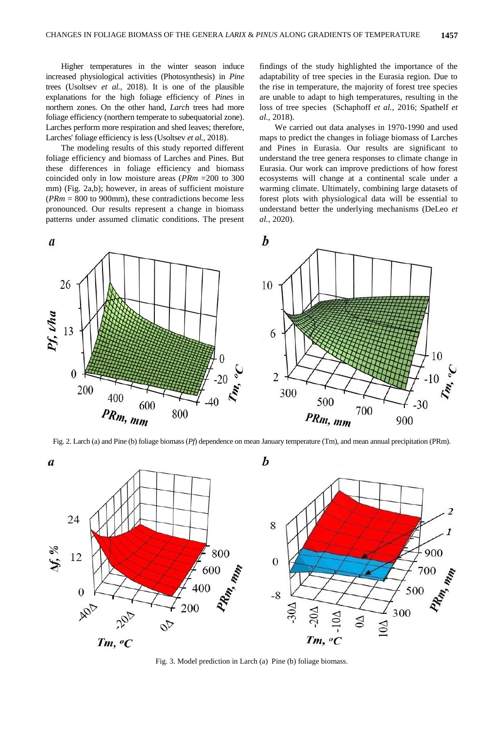Higher temperatures in the winter season induce increased physiological activities (Photosynthesis) in *Pine* trees (Usoltsev *et al.,* 2018). It is one of the plausible explanations for the high foliage efficiency of *Pines* in northern zones. On the other hand, *Larch* trees had more foliage efficiency (northern temperate to subequatorial zone). Larches perform more respiration and shed leaves; therefore, Larches' foliage efficiency is less (Usoltsev *et al.,* 2018).

The modeling results of this study reported different foliage efficiency and biomass of Larches and Pines. But these differences in foliage efficiency and biomass coincided only in low moisture areas (*PRm* =200 to 300 mm) (Fig. 2a,b); however, in areas of sufficient moisture (*PRm* = 800 to 900mm), these contradictions become less pronounced. Our results represent a change in biomass patterns under assumed climatic conditions. The present findings of the study highlighted the importance of the adaptability of tree species in the Eurasia region. Due to the rise in temperature, the majority of forest tree species are unable to adapt to high temperatures, resulting in the loss of tree species (Schaphoff *et al.,* 2016; Spathelf *et al.,* 2018).

We carried out data analyses in 1970-1990 and used maps to predict the changes in foliage biomass of Larches and Pines in Eurasia. Our results are significant to understand the tree genera responses to climate change in Eurasia. Our work can improve predictions of how forest ecosystems will change at a continental scale under a warming climate. Ultimately, combining large datasets of forest plots with physiological data will be essential to understand better the underlying mechanisms (DeLeo *et al.,* 2020).

Fig. 2. Larch (a) and Pine (b) foliage biomass (*Pf*) dependence on mean January temperature (Tm), and mean annual precipitation (PRm).

Fig. 3. Model prediction in Larch (a) Pine (b) foliage biomass.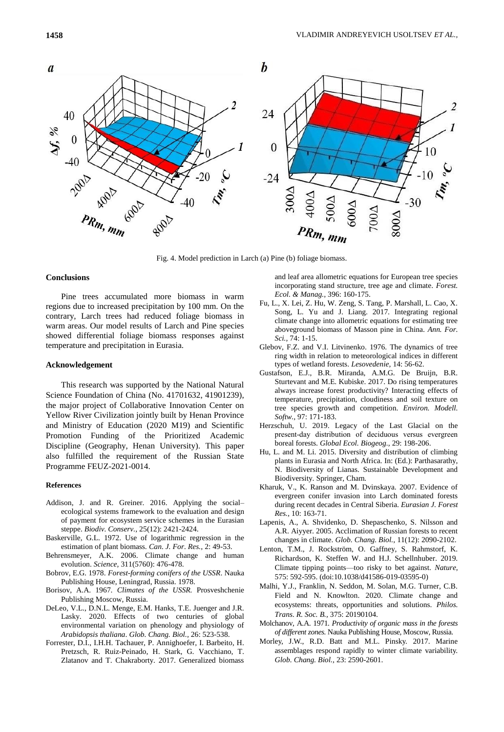Fig. 4. Model prediction in Larch (a) Pine (b) foliage biomass.

## Conclusions

Pine trees accumulated more biomass in warm regions due to increased precipitation by 100 mm. On the contrary, Larch trees had reduced foliage biomass in warm areas. Our model results of Larch and Pine species showed differential foliage biomass responses against temperature and precipitation in Eurasia.

## Acknowledgement

This research was supported by the National Natural Science Foundation of China (No. 41701632, 41901239), the major project of Collaborative Innovation Center on Yellow River Civilization jointly built by Henan Province and Ministry of Education (2020 M19) and Scientific Promotion Funding of the Prioritized Academic Discipline (Geography, Henan University). This paper also fulfilled the requirement of the Russian State Programme FEUZ-2021-0014.

## References

- Addison, J. and R. Greiner. 2016. Applying the social–ecological systems framework to the evaluation and design of payment for ecosystem service schemes in the Eurasian steppe. *Biodiv. Conserv.*, 25(12): 2421-2424.
- Baskerville, G.L. 1972. Use of logarithmic regression in the estimation of plant biomass. *Can. J. For. Res.*, 2: 49-53.
- Behrensmeyer, A.K. 2006. Climate change and human evolution. *Science*, 311(5760): 476-478.
- Bobrov, E.G. 1978. *Forest-forming conifers of the USSR*. Nauka Publishing House, Leningrad, Russia. 1978.
- Borisov, A.A. 1967. *Climates of the USSR.* Prosveshchenie Publishing Moscow, Russia.
- DeLeo, V.L., D.N.L. Menge, E.M. Hanks, T.E. Juenger and J.R. Lasky. 2020. Effects of two centuries of global environmental variation on phenology and physiology of *Arabidopsis thaliana*. *Glob. Chang. Biol.*, 26: 523-538.
- Forrester, D.I., I.H.H. Tachauer, P. Annighoefer, I. Barbeito, H. Pretzsch, R. Ruiz-Peinado, H. Stark, G. Vacchiano, T. Zlatanov and T. Chakraborty. 2017. Generalized biomass and leaf area allometric equations for European tree species incorporating stand structure, tree age and climate. *Forest. Ecol. & Manag.*, 396: 160-175.
- Fu, L., X. Lei, Z. Hu, W. Zeng, S. Tang, P. Marshall, L. Cao, X. Song, L. Yu and J. Liang. 2017. Integrating regional climate change into allometric equations for estimating tree aboveground biomass of Masson pine in China. *Ann. For. Sci.*, 74: 1-15.
- Glebov, F.Z. and V.I. Litvinenko. 1976. The dynamics of tree ring width in relation to meteorological indices in different types of wetland forests. *Lesovedenie*, 14: 56-62.
- Gustafson, E.J., B.R. Miranda, A.M.G. De Bruijn, B.R. Sturtevant and M.E. Kubiske. 2017. Do rising temperatures always increase forest productivity? Interacting effects of temperature, precipitation, cloudiness and soil texture on tree species growth and competition. *Environ. Modell. Softw.*, 97: 171-183.
- Herzschuh, U. 2019. Legacy of the Last Glacial on the present-day distribution of deciduous versus evergreen boreal forests. *Global Ecol. Biogeog.*, 29: 198-206.
- Hu, L. and M. Li. 2015. Diversity and distribution of climbing plants in Eurasia and North Africa. In: (Ed.): Parthasarathy, N. Biodiversity of Lianas. Sustainable Development and Biodiversity. Springer, Cham.
- Kharuk, V., K. Ranson and M. Dvinskaya. 2007. Evidence of evergreen conifer invasion into Larch dominated forests during recent decades in Central Siberia. *Eurasian J. Forest Res.*, 10: 163-71.
- Lapenis, A., A. Shvidenko, D. Shepaschenko, S. Nilsson and A.R. Aiyyer. 2005. Acclimation of Russian forests to recent changes in climate. *Glob. Chang. Biol.*, 11(12): 2090-2102.
- Lenton, T.M., J. Rockström, O. Gaffney, S. Rahmstorf, K. Richardson, K. Steffen W. and H.J. Schellnhuber. 2019. Climate tipping points—too risky to bet against. *Nature*, 575: 592-595. (doi:10.1038/d41586-019-03595-0)
- Malhi, Y.J., Franklin, N. Seddon, M. Solan, M.G. Turner, C.B. Field and N. Knowlton. 2020. Climate change and ecosystems: threats, opportunities and solutions. *Philos. Trans. R. Soc. B.*, 375: 20190104.
- Molchanov, A.A. 1971. *Productivity of organic mass in the forests of different zones.* Nauka Publishing House, Moscow, Russia.
- Morley, J.W., R.D. Batt and M.L. Pinsky. 2017. Marine assemblages respond rapidly to winter climate variability. *Glob. Chang. Biol.*, 23: 2590-2601.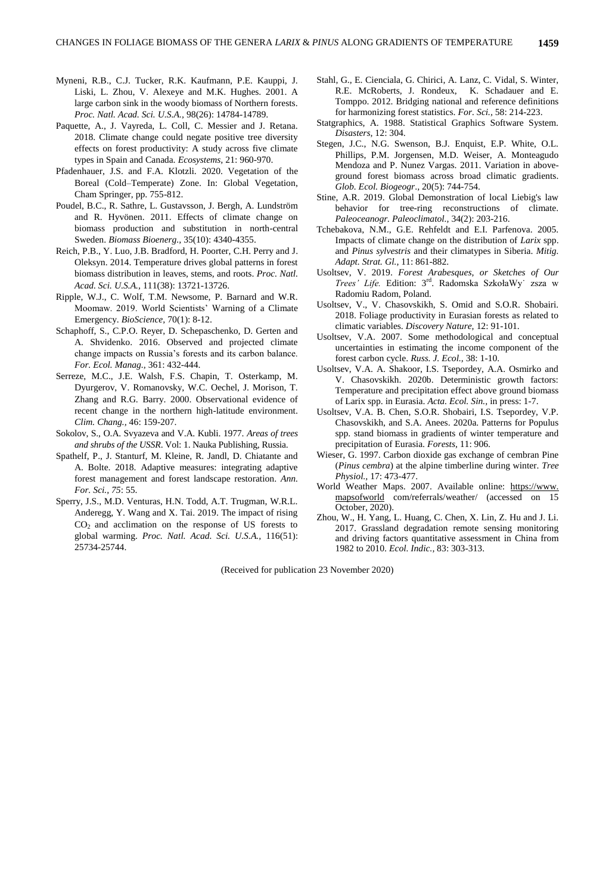Myneni, R.B., C.J. Tucker, R.K. Kaufmann, P.E. Kauppi, J. Liski, L. Zhou, V. Alexeye and M.K. Hughes. 2001. A large carbon sink in the woody biomass of Northern forests. *Proc. Natl. Acad. Sci. U.S.A.*, 98(26): 14784-14789.

Paquette, A., J. Vayreda, L. Coll, C. Messier and J. Retana. 2018. Climate change could negate positive tree diversity effects on forest productivity: A study across five climate types in Spain and Canada. *Ecosystems*, 21: 960-970.

Pfadenhauer, J.S. and F.A. Klotzli. 2020. Vegetation of the Boreal (Cold–Temperate) Zone. In: Global Vegetation, Cham Springer, pp. 755-812.

Poudel, B.C., R. Sathre, L. Gustavsson, J. Bergh, A. Lundström and R. Hyvönen. 2011. Effects of climate change on biomass production and substitution in north-central Sweden. *Biomass Bioenerg.*, 35(10): 4340-4355.

Reich, P.B., Y. Luo, J.B. Bradford, H. Poorter, C.H. Perry and J. Oleksyn. 2014. Temperature drives global patterns in forest biomass distribution in leaves, stems, and roots. *Proc. Natl. Acad. Sci. U.S.A.*, 111(38): 13721-13726.

Ripple, W.J., C. Wolf, T.M. Newsome, P. Barnard and W.R. Moomaw. 2019. World Scientists' Warning of a Climate Emergency. *BioScience*, 70(1): 8-12.

Schaphoff, S., C.P.O. Reyer, D. Schepaschenko, D. Gerten and A. Shvidenko. 2016. Observed and projected climate change impacts on Russia's forests and its carbon balance. *For. Ecol. Manag.*, 361: 432-444.

Serreze, M.C., J.E. Walsh, F.S. Chapin, T. Osterkamp, M. Dyurgerov, V. Romanovsky, W.C. Oechel, J. Morison, T. Zhang and R.G. Barry. 2000. Observational evidence of recent change in the northern high-latitude environment. *Clim. Chang.*, 46: 159-207.

Sokolov, S., O.A. Svyazeva and V.A. Kubli. 1977. *Areas of trees and shrubs of the USSR*. Vol: 1. Nauka Publishing, Russia.

Spathelf, P., J. Stanturf, M. Kleine, R. Jandl, D. Chiatante and A. Bolte. 2018. Adaptive measures: integrating adaptive forest management and forest landscape restoration. *Ann. For. Sci.*, *75*: 55.

Sperry, J.S., M.D. Venturas, H.N. Todd, A.T. Trugman, W.R.L. Anderegg, Y. Wang and X. Tai. 2019. The impact of rising $CO_2$ and acclimation on the response of US forests to global warming. *Proc. Natl. Acad. Sci. U.S.A.*, 116(51): 25734-25744.

Stahl, G., E. Cienciala, G. Chirici, A. Lanz, C. Vidal, S. Winter, R.E. McRoberts, J. Rondeux, K. Schadauer and E. Tomppo. 2012. Bridging national and reference definitions for harmonizing forest statistics. *For. Sci.*, 58: 214-223.

Statgraphics, A. 1988. Statistical Graphics Software System. *Disasters*, 12: 304.

Stegen, J.C., N.G. Swenson, B.J. Enquist, E.P. White, O.L. Phillips, P.M. Jorgensen, M.D. Weiser, A. Monteagudo Mendoza and P. Nunez Vargas. 2011. Variation in above-ground forest biomass across broad climatic gradients. *Glob. Ecol. Biogeogr.*, 20(5): 744-754.

Stine, A.R. 2019. Global Demonstration of local Liebig's law behavior for tree-ring reconstructions of climate. *Paleoceanogr. Paleoclimatol.*, 34(2): 203-216.

Tchebakova, N.M., G.E. Rehfeldt and E.I. Parfenova. 2005. Impacts of climate change on the distribution of *Larix* spp. and *Pinus sylvestris* and their climatypes in Siberia. *Mitig. Adapt. Strat. Gl.*, 11: 861-882.

Usoltsev, V. 2019. *Forest Arabesques, or Sketches of Our Trees' Life.* Edition: 3rd. Radomska SzkołaWy˙ zsza w Radomiu Radom, Poland.

Usoltsev, V., V. Chasovskikh, S. Omid and S.O.R. Shobairi. 2018. Foliage productivity in Eurasian forests as related to climatic variables. *Discovery Nature,* 12: 91-101.

Usoltsev, V.A. 2007. Some methodological and conceptual uncertainties in estimating the income component of the forest carbon cycle. *Russ. J. Ecol.,* 38: 1-10.

Usoltsev, V.A. A. Shakoor, I.S. Tsepordey, A.A. Osmirko and V. Chasovskikh. 2020b. Deterministic growth factors: Temperature and precipitation effect above ground biomass of Larix spp. in Eurasia. *Acta. Ecol. Sin.*, in press: 1-7.

Usoltsev, V.A. B. Chen, S.O.R. Shobairi, I.S. Tsepordey, V.P. Chasovskikh, and S.A. Anees. 2020a. Patterns for Populus spp. stand biomass in gradients of winter temperature and precipitation of Eurasia. *Forests*, 11: 906.

Wieser, G. 1997. Carbon dioxide gas exchange of cembran Pine (*Pinus cembra*) at the alpine timberline during winter. *Tree Physiol.*, 17: 473-477.

World Weather Maps. 2007. Available online: https://www.mapsofworld com/referrals/weather/ (accessed on 15 October, 2020).

Zhou, W., H. Yang, L. Huang, C. Chen, X. Lin, Z. Hu and J. Li. 2017. Grassland degradation remote sensing monitoring and driving factors quantitative assessment in China from 1982 to 2010. *Ecol. Indic.*, 83: 303-313.

(Received for publication 23 November 2020)